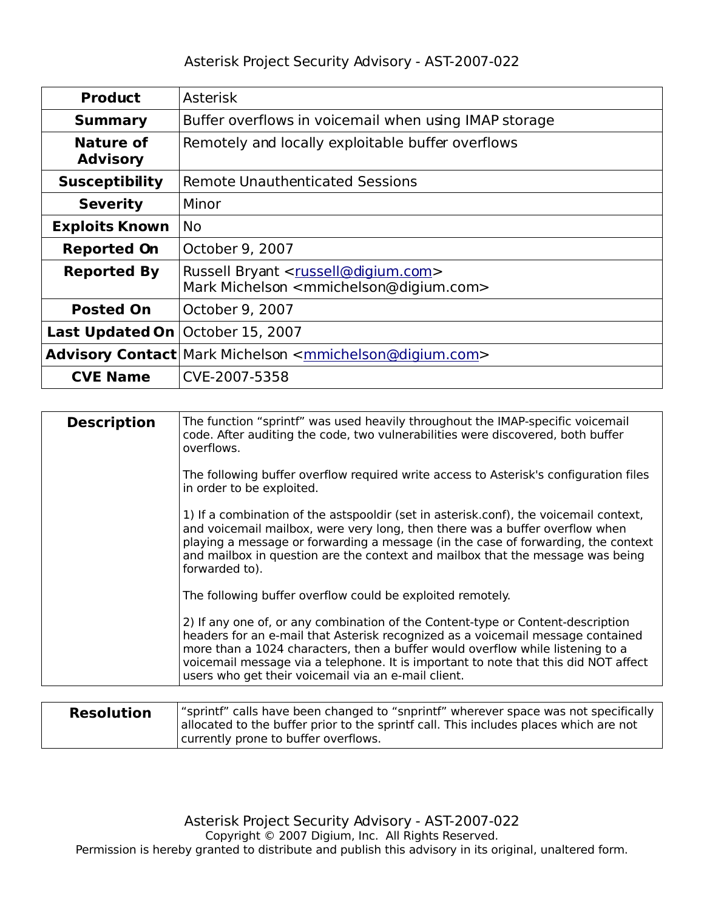# Asterisk Project Security Advisory - AST-2007-022

| | |
|---|---|
| **Product** | Asterisk |
| **Summary** | Buffer overflows in voicemail when using IMAP storage |
| **Nature of Advisory** | Remotely and locally exploitable buffer overflows |
| **Susceptibility** | Remote Unauthenticated Sessions |
| **Severity** | Minor |
| **Exploits Known** | No |
| **Reported On** | October 9, 2007 |
| **Reported By** | Russell Bryant <russell@digium.com><br>Mark Michelson <mmichelson@digium.com> |
| **Posted On** | October 9, 2007 |
| **Last Updated On** | October 15, 2007 |
| **Advisory Contact** | Mark Michelson <mmichelson@digium.com> |
| **CVE Name** | CVE-2007-5358 |

| | |
|---|---|
| **Description** | The function “sprintf” was used heavily throughout the IMAP-specific voicemail code. After auditing the code, two vulnerabilities were discovered, both buffer overflows.<br><br>The following buffer overflow required write access to Asterisk's configuration files in order to be exploited.<br><br>1) If a combination of the astspooldir (set in asterisk.conf), the voicemail context, and voicemail mailbox, were very long, then there was a buffer overflow when playing a message or forwarding a message (in the case of forwarding, the context and mailbox in question are the context and mailbox that the message was being forwarded to).<br><br>The following buffer overflow could be exploited remotely.<br><br>2) If any one of, or any combination of the Content-type or Content-description headers for an e-mail that Asterisk recognized as a voicemail message contained more than a 1024 characters, then a buffer would overflow while listening to a voicemail message via a telephone. It is important to note that this did NOT affect users who get their voicemail via an e-mail client. |

| | |
|---|---|
| **Resolution** | “sprintf” calls have been changed to “snprintf” wherever space was not specifically allocated to the buffer prior to the sprintf call. This includes places which are not currently prone to buffer overflows. |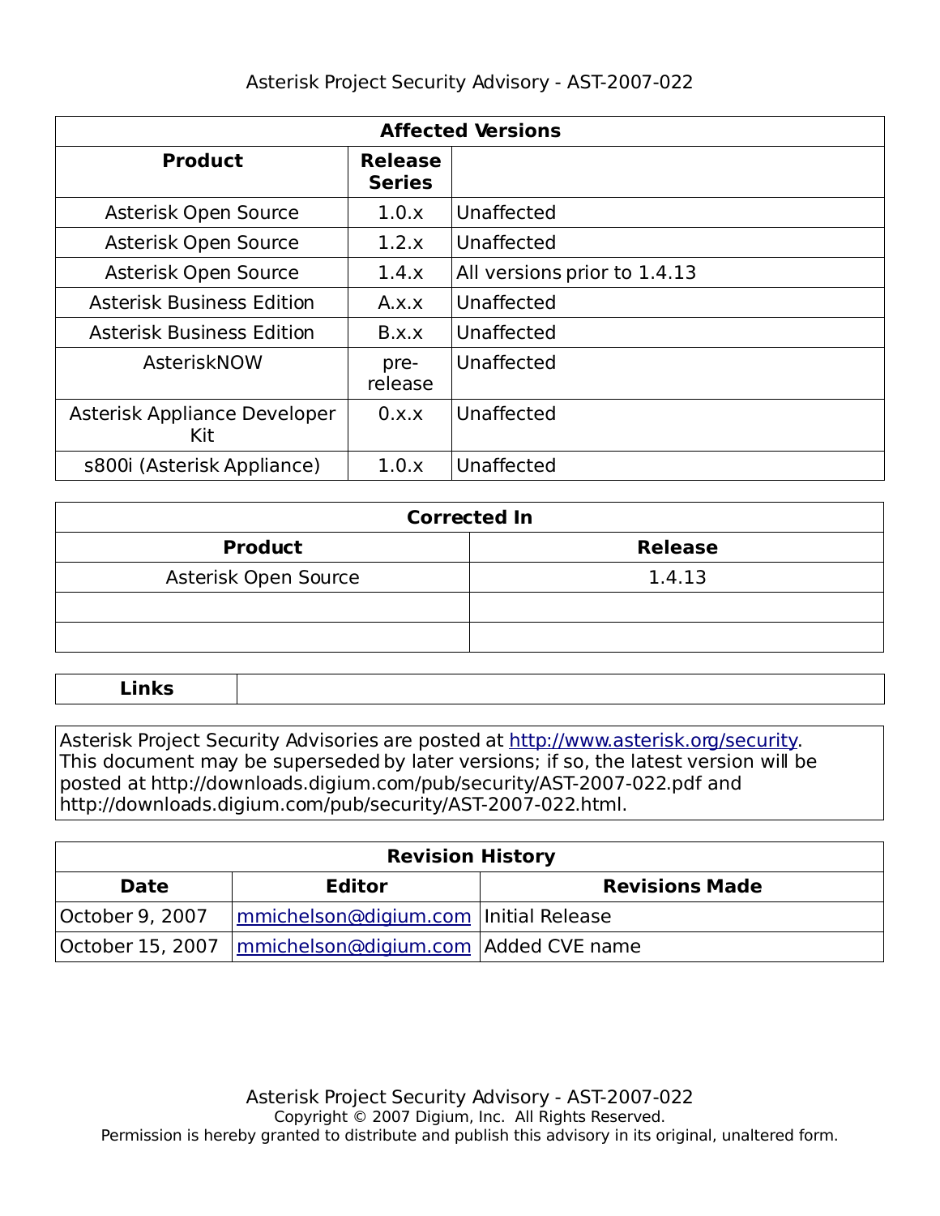| Affected Versions | | |
|---|---|---|
| **Product** | **Release Series** | |
| Asterisk Open Source | 1.0.x | Unaffected |
| Asterisk Open Source | 1.2.x | Unaffected |
| Asterisk Open Source | 1.4.x | All versions prior to 1.4.13 |
| Asterisk Business Edition | A.x.x | Unaffected |
| Asterisk Business Edition | B.x.x | Unaffected |
| AsteriskNOW | pre-release | Unaffected |
| Asterisk Appliance Developer Kit | 0.x.x | Unaffected |
| s800i (Asterisk Appliance) | 1.0.x | Unaffected |

| Corrected In | |
|---|---|
| **Product** | **Release** |
| Asterisk Open Source | 1.4.13 |
| | |
| | |

| | |
|---|---|
| **Links** | |

Asterisk Project Security Advisories are posted at http://www.asterisk.org/security.
This document may be superseded by later versions; if so, the latest version will be posted at http://downloads.digium.com/pub/security/AST-2007-022.pdf and http://downloads.digium.com/pub/security/AST-2007-022.html.

| Revision History | | |
|---|---|---|
| **Date** | **Editor** | **Revisions Made** |
| October 9, 2007 | mmichelson@digium.com | Initial Release |
| October 15, 2007 | mmichelson@digium.com | Added CVE name |

Asterisk Project Security Advisory - AST-2007-022
Copyright © 2007 Digium, Inc. All Rights Reserved.
Permission is hereby granted to distribute and publish this advisory in its original, unaltered form.